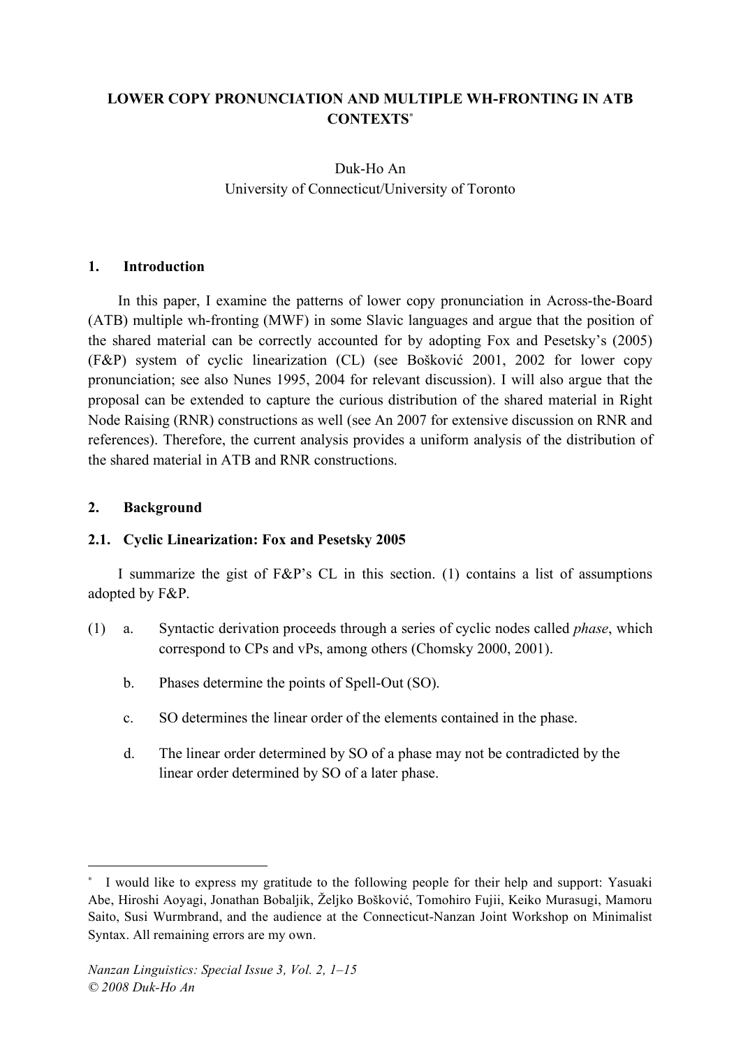# LOWER COPY PRONUNCIATION AND MULTIPLE WH-FRONTING IN ATB CONTEXTS[*]

Duk-Ho An
University of Connecticut/University of Toronto

## 1. Introduction

In this paper, I examine the patterns of lower copy pronunciation in Across-the-Board (ATB) multiple wh-fronting (MWF) in some Slavic languages and argue that the position of the shared material can be correctly accounted for by adopting Fox and Pesetsky's (2005) (F&P) system of cyclic linearization (CL) (see Bošković 2001, 2002 for lower copy pronunciation; see also Nunes 1995, 2004 for relevant discussion). I will also argue that the proposal can be extended to capture the curious distribution of the shared material in Right Node Raising (RNR) constructions as well (see An 2007 for extensive discussion on RNR and references). Therefore, the current analysis provides a uniform analysis of the distribution of the shared material in ATB and RNR constructions.

## 2. Background

### 2.1. Cyclic Linearization: Fox and Pesetsky 2005

I summarize the gist of F&P's CL in this section. (1) contains a list of assumptions adopted by F&P.

(1)
a. Syntactic derivation proceeds through a series of cyclic nodes called *phase*, which correspond to CPs and vPs, among others (Chomsky 2000, 2001).
b. Phases determine the points of Spell-Out (SO).
c. SO determines the linear order of the elements contained in the phase.
d. The linear order determined by SO of a phase may not be contradicted by the linear order determined by SO of a later phase.

---

[*] I would like to express my gratitude to the following people for their help and support: Yasuaki Abe, Hiroshi Aoyagi, Jonathan Bobaljik, Željko Bošković, Tomohiro Fujii, Keiko Murasugi, Mamoru Saito, Susi Wurmbrand, and the audience at the Connecticut-Nanzan Joint Workshop on Minimalist Syntax. All remaining errors are my own.

*Nanzan Linguistics: Special Issue 3, Vol. 2, 1–15*
*© 2008 Duk-Ho An*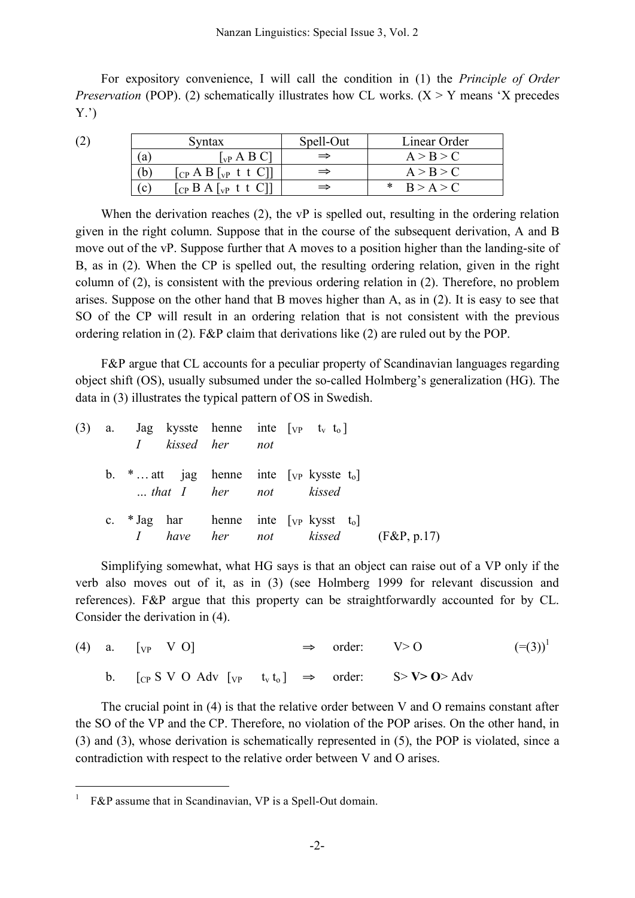For expository convenience, I will call the condition in (1) the *Principle of Order Preservation* (POP). (2) schematically illustrates how CL works. (X > Y means 'X precedes Y.')

(2)

| | Syntax | Spell-Out | Linear Order |
|---|---|---|---|
| (a) | [$_{vP}$ A B C] | ⇒ | A > B > C |
| (b) | [$_{CP}$ A B [$_{vP}$ t t C]] | ⇒ | A > B > C |
| (c) | [$_{CP}$ B A [$_{vP}$ t t C]] | ⇒ | * B > A > C |

When the derivation reaches (2), the vP is spelled out, resulting in the ordering relation given in the right column. Suppose that in the course of the subsequent derivation, A and B move out of the vP. Suppose further that A moves to a position higher than the landing-site of B, as in (2). When the CP is spelled out, the resulting ordering relation, given in the right column of (2), is consistent with the previous ordering relation in (2). Therefore, no problem arises. Suppose on the other hand that B moves higher than A, as in (2). It is easy to see that SO of the CP will result in an ordering relation that is not consistent with the previous ordering relation in (2). F&P claim that derivations like (2) are ruled out by the POP.

F&P argue that CL accounts for a peculiar property of Scandinavian languages regarding object shift (OS), usually subsumed under the so-called Holmberg's generalization (HG). The data in (3) illustrates the typical pattern of OS in Swedish.

(3) a. Jag kysste henne inte [$_{VP}$ t$_{v}$ t$_{o}$ ]
*I kissed her not*

b. * … att jag henne inte [$_{VP}$ kysste t$_{o}$]
*… that I her not kissed*

c. * Jag har henne inte [$_{VP}$ kysst t$_{o}$]
*I have her not kissed* (F&P, p.17)

Simplifying somewhat, what HG says is that an object can raise out of a VP only if the verb also moves out of it, as in (3) (see Holmberg 1999 for relevant discussion and references). F&P argue that this property can be straightforwardly accounted for by CL. Consider the derivation in (4).

(4) a. [$_{VP}$ V O] ⇒ order: V> O (=(3))[1]

b. [$_{CP}$ S V O Adv [$_{VP}$ t$_{v}$ t$_{o}$ ] ⇒ order: S> **V> O**> Adv

The crucial point in (4) is that the relative order between V and O remains constant after the SO of the VP and the CP. Therefore, no violation of the POP arises. On the other hand, in (3) and (3), whose derivation is schematically represented in (5), the POP is violated, since a contradiction with respect to the relative order between V and O arises.

---

[1] F&P assume that in Scandinavian, VP is a Spell-Out domain.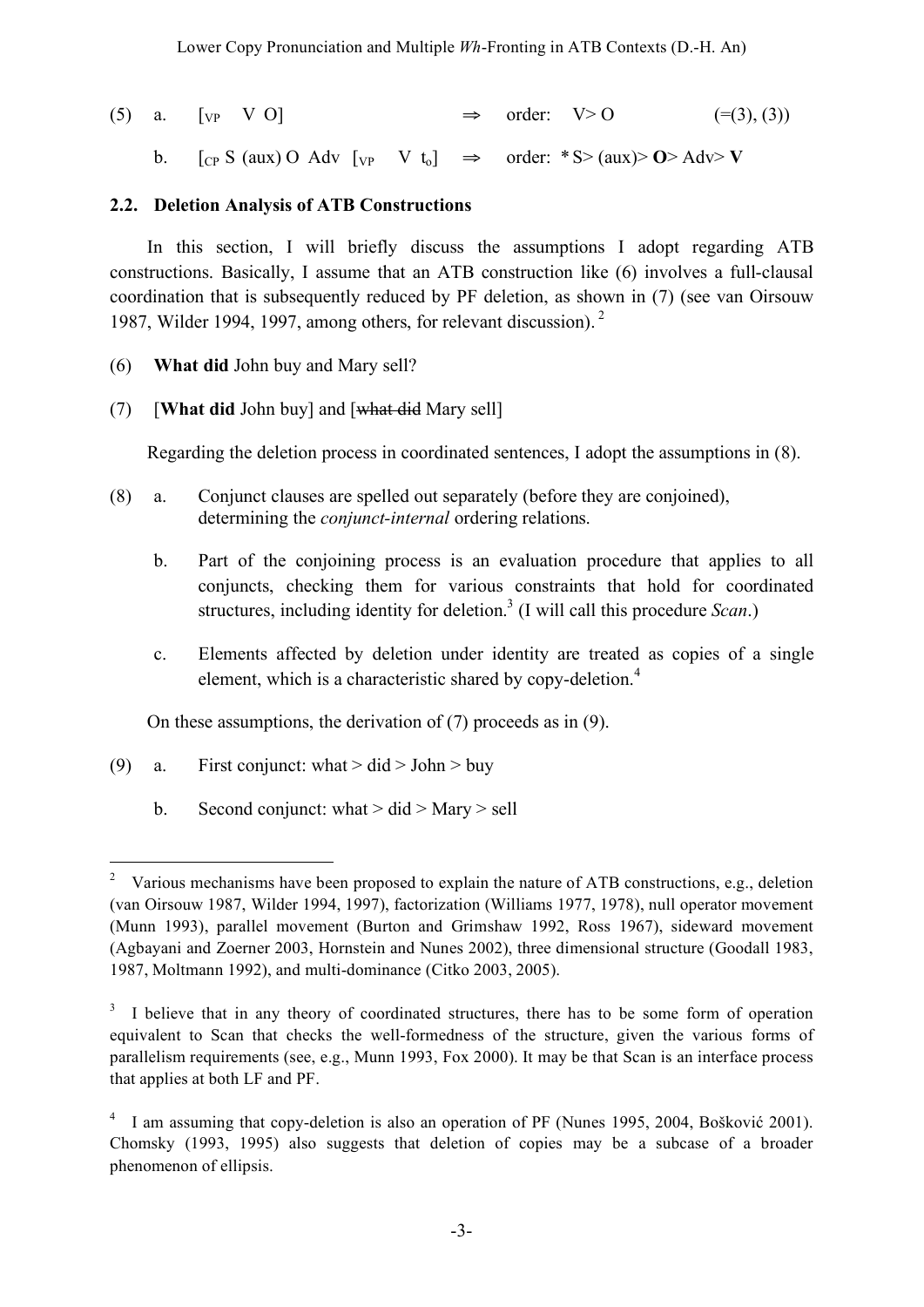(5) a. [$_{VP}$ V O] ⇒ order: V> O (=(3), (3))

b. [$_{CP}$ S (aux) O Adv [$_{VP}$ V $t_o$] ⇒ order: * S> (aux)> **O**> Adv> **V**

### 2.2. Deletion Analysis of ATB Constructions

In this section, I will briefly discuss the assumptions I adopt regarding ATB constructions. Basically, I assume that an ATB construction like (6) involves a full-clausal coordination that is subsequently reduced by PF deletion, as shown in (7) (see van Oirsouw 1987, Wilder 1994, 1997, among others, for relevant discussion).[2]

(6) **What did** John buy and Mary sell?

(7) [**What did** John buy] and [~~what did~~ Mary sell]

Regarding the deletion process in coordinated sentences, I adopt the assumptions in (8).

(8) a. Conjunct clauses are spelled out separately (before they are conjoined), determining the *conjunct-internal* ordering relations.

b. Part of the conjoining process is an evaluation procedure that applies to all conjuncts, checking them for various constraints that hold for coordinated structures, including identity for deletion.[3] (I will call this procedure *Scan*.)

c. Elements affected by deletion under identity are treated as copies of a single element, which is a characteristic shared by copy-deletion.[4]

On these assumptions, the derivation of (7) proceeds as in (9).

(9) a. First conjunct: what > did > John > buy

b. Second conjunct: what > did > Mary > sell

---

[2] Various mechanisms have been proposed to explain the nature of ATB constructions, e.g., deletion (van Oirsouw 1987, Wilder 1994, 1997), factorization (Williams 1977, 1978), null operator movement (Munn 1993), parallel movement (Burton and Grimshaw 1992, Ross 1967), sideward movement (Agbayani and Zoerner 2003, Hornstein and Nunes 2002), three dimensional structure (Goodall 1983, 1987, Moltmann 1992), and multi-dominance (Citko 2003, 2005).

[3] I believe that in any theory of coordinated structures, there has to be some form of operation equivalent to Scan that checks the well-formedness of the structure, given the various forms of parallelism requirements (see, e.g., Munn 1993, Fox 2000). It may be that Scan is an interface process that applies at both LF and PF.

[4] I am assuming that copy-deletion is also an operation of PF (Nunes 1995, 2004, Bošković 2001). Chomsky (1993, 1995) also suggests that deletion of copies may be a subcase of a broader phenomenon of ellipsis.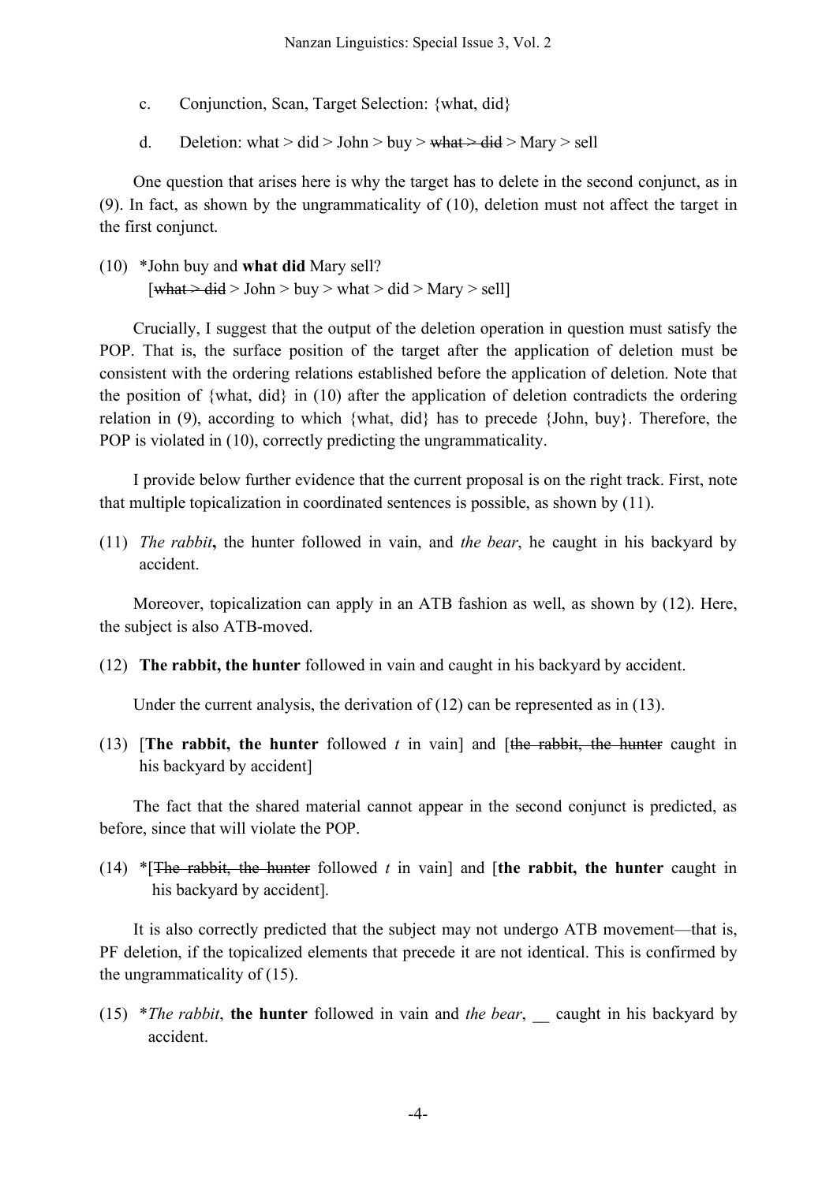c. Conjunction, Scan, Target Selection: {what, did}

d. Deletion: what > did > John > buy > ~~what > did~~ > Mary > sell

One question that arises here is why the target has to delete in the second conjunct, as in (9). In fact, as shown by the ungrammaticality of (10), deletion must not affect the target in the first conjunct.

(10) *John buy and **what did** Mary sell?
[~~what > did~~ > John > buy > what > did > Mary > sell]

Crucially, I suggest that the output of the deletion operation in question must satisfy the POP. That is, the surface position of the target after the application of deletion must be consistent with the ordering relations established before the application of deletion. Note that the position of {what, did} in (10) after the application of deletion contradicts the ordering relation in (9), according to which {what, did} has to precede {John, buy}. Therefore, the POP is violated in (10), correctly predicting the ungrammaticality.

I provide below further evidence that the current proposal is on the right track. First, note that multiple topicalization in coordinated sentences is possible, as shown by (11).

(11) *The rabbit*, the hunter followed in vain, and *the bear*, he caught in his backyard by accident.

Moreover, topicalization can apply in an ATB fashion as well, as shown by (12). Here, the subject is also ATB-moved.

(12) **The rabbit, the hunter** followed in vain and caught in his backyard by accident.

Under the current analysis, the derivation of (12) can be represented as in (13).

(13) [**The rabbit, the hunter** followed *t* in vain] and [~~the rabbit, the hunter~~ caught in his backyard by accident]

The fact that the shared material cannot appear in the second conjunct is predicted, as before, since that will violate the POP.

(14) *[~~The rabbit, the hunter~~ followed *t* in vain] and [**the rabbit, the hunter** caught in his backyard by accident].

It is also correctly predicted that the subject may not undergo ATB movement—that is, PF deletion, if the topicalized elements that precede it are not identical. This is confirmed by the ungrammaticality of (15).

(15) **The rabbit*, **the hunter** followed in vain and *the bear*, __ caught in his backyard by accident.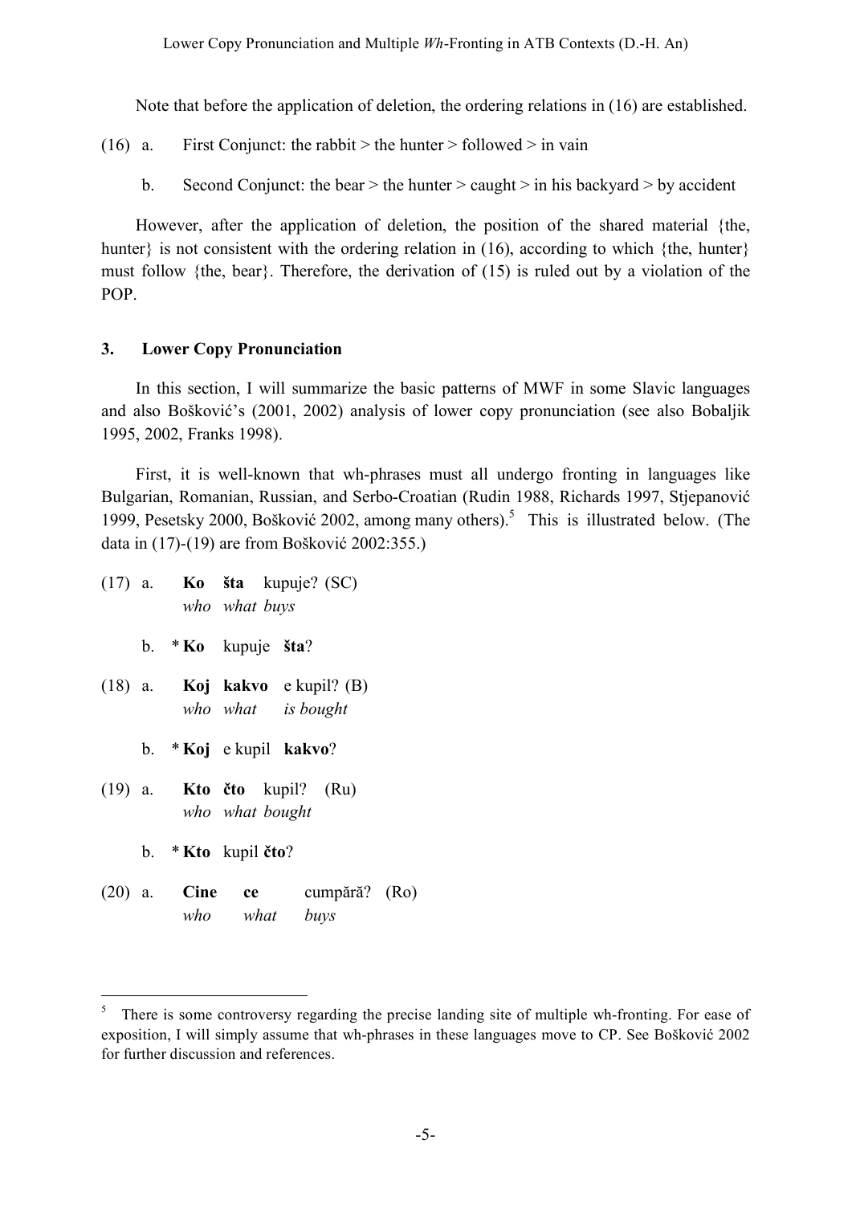Note that before the application of deletion, the ordering relations in (16) are established.

(16) a. First Conjunct: the rabbit > the hunter > followed > in vain

b. Second Conjunct: the bear > the hunter > caught > in his backyard > by accident

However, after the application of deletion, the position of the shared material {the, hunter} is not consistent with the ordering relation in (16), according to which {the, hunter} must follow {the, bear}. Therefore, the derivation of (15) is ruled out by a violation of the POP.

## 3. Lower Copy Pronunciation

In this section, I will summarize the basic patterns of MWF in some Slavic languages and also Bošković's (2001, 2002) analysis of lower copy pronunciation (see also Bobaljik 1995, 2002, Franks 1998).

First, it is well-known that wh-phrases must all undergo fronting in languages like Bulgarian, Romanian, Russian, and Serbo-Croatian (Rudin 1988, Richards 1997, Stjepanović 1999, Pesetsky 2000, Bošković 2002, among many others).[5] This is illustrated below. (The data in (17)-(19) are from Bošković 2002:355.)

(17) a. **Ko** **šta** kupuje? (SC)
*who what buys*

b. \* **Ko** kupuje **šta**?

(18) a. **Koj** **kakvo** e kupil? (B)
*who what is bought*

b. \* **Koj** e kupil **kakvo**?

(19) a. **Kto** **čto** kupil? (Ru)
*who what bought*

b. \* **Kto** kupil **čto**?

(20) a. **Cine** **ce** cumpără? (Ro)
*who what buys*

---

[5] There is some controversy regarding the precise landing site of multiple wh-fronting. For ease of exposition, I will simply assume that wh-phrases in these languages move to CP. See Bošković 2002 for further discussion and references.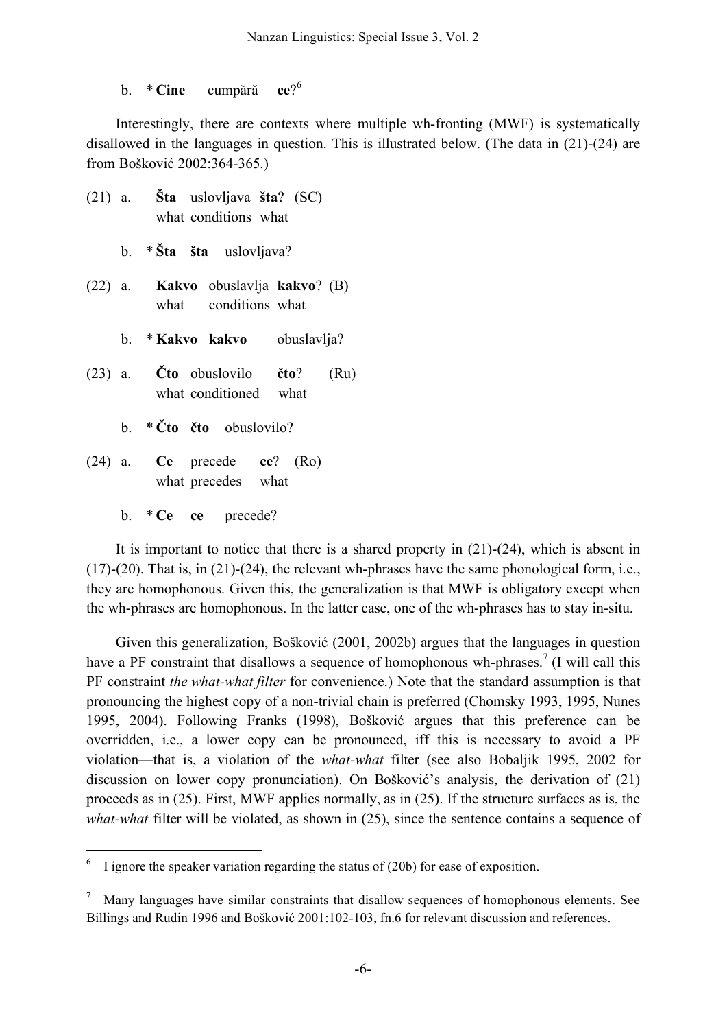b. * **Cine** cumpără **ce**?[6]

Interestingly, there are contexts where multiple wh-fronting (MWF) is systematically disallowed in the languages in question. This is illustrated below. (The data in (21)-(24) are from Bošković 2002:364-365.)

(21) a. **Šta** uslovljava **šta**? (SC)
what conditions what

b. * **Šta** **šta** uslovljava?

(22) a. **Kakvo** obuslavlja **kakvo**? (B)
what conditions what

b. * **Kakvo** **kakvo** obuslavlja?

(23) a. **Čto** obuslovilo **čto**? (Ru)
what conditioned what

b. * **Čto** **čto** obuslovilo?

(24) a. **Ce** precede **ce**? (Ro)
what precedes what

b. * **Ce** **ce** precede?

It is important to notice that there is a shared property in (21)-(24), which is absent in (17)-(20). That is, in (21)-(24), the relevant wh-phrases have the same phonological form, i.e., they are homophonous. Given this, the generalization is that MWF is obligatory except when the wh-phrases are homophonous. In the latter case, one of the wh-phrases has to stay in-situ.

Given this generalization, Bošković (2001, 2002b) argues that the languages in question have a PF constraint that disallows a sequence of homophonous wh-phrases.[7] (I will call this PF constraint *the what-what filter* for convenience.) Note that the standard assumption is that pronouncing the highest copy of a non-trivial chain is preferred (Chomsky 1993, 1995, Nunes 1995, 2004). Following Franks (1998), Bošković argues that this preference can be overridden, i.e., a lower copy can be pronounced, iff this is necessary to avoid a PF violation—that is, a violation of the *what-what* filter (see also Bobaljik 1995, 2002 for discussion on lower copy pronunciation). On Bošković's analysis, the derivation of (21) proceeds as in (25). First, MWF applies normally, as in (25). If the structure surfaces as is, the *what-what* filter will be violated, as shown in (25), since the sentence contains a sequence of

---

[6] I ignore the speaker variation regarding the status of (20b) for ease of exposition.

[7] Many languages have similar constraints that disallow sequences of homophonous elements. See Billings and Rudin 1996 and Bošković 2001:102-103, fn.6 for relevant discussion and references.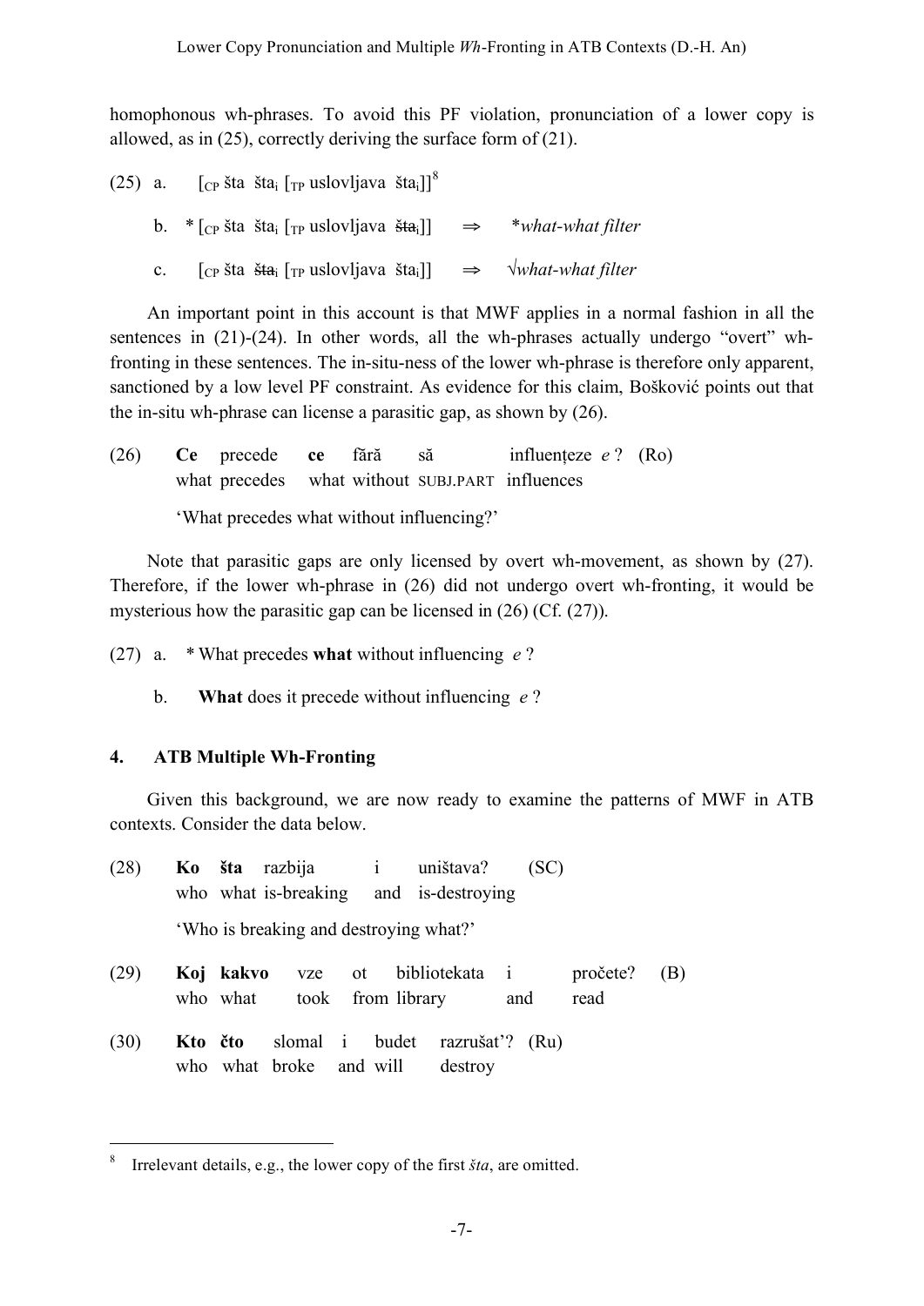homophonous wh-phrases. To avoid this PF violation, pronunciation of a lower copy is allowed, as in (25), correctly deriving the surface form of (21).

(25) a. [$_{CP}$ šta šta$_i$ [$_{TP}$ uslovljava šta$_i$]][8]

b. * [$_{CP}$ šta šta$_i$ [$_{TP}$ uslovljava ~~šta~~$_i$]] ⇒ **what-what filter*

c. [$_{CP}$ šta ~~šta~~$_i$ [$_{TP}$ uslovljava šta$_i$]] ⇒ √*what-what filter*

An important point in this account is that MWF applies in a normal fashion in all the sentences in (21)-(24). In other words, all the wh-phrases actually undergo "overt" wh-fronting in these sentences. The in-situ-ness of the lower wh-phrase is therefore only apparent, sanctioned by a low level PF constraint. As evidence for this claim, Bošković points out that the in-situ wh-phrase can license a parasitic gap, as shown by (26).

(26) **Ce** precede **ce** fără să influențeze *e* ? (Ro)
what precedes what without SUBJ.PART influences

'What precedes what without influencing?'

Note that parasitic gaps are only licensed by overt wh-movement, as shown by (27). Therefore, if the lower wh-phrase in (26) did not undergo overt wh-fronting, it would be mysterious how the parasitic gap can be licensed in (26) (Cf. (27)).

(27) a. * What precedes **what** without influencing *e* ?

b. **What** does it precede without influencing *e* ?

## 4. ATB Multiple Wh-Fronting

Given this background, we are now ready to examine the patterns of MWF in ATB contexts. Consider the data below.

(28) **Ko šta** razbija i uništava? (SC)
who what is-breaking and is-destroying

'Who is breaking and destroying what?'

(29) **Koj kakvo** vze ot bibliotekata i pročete? (B)
who what took from library and read

(30) **Kto čto** slomal i budet razrušat'? (Ru)
who what broke and will destroy

---

[8] Irrelevant details, e.g., the lower copy of the first *šta*, are omitted.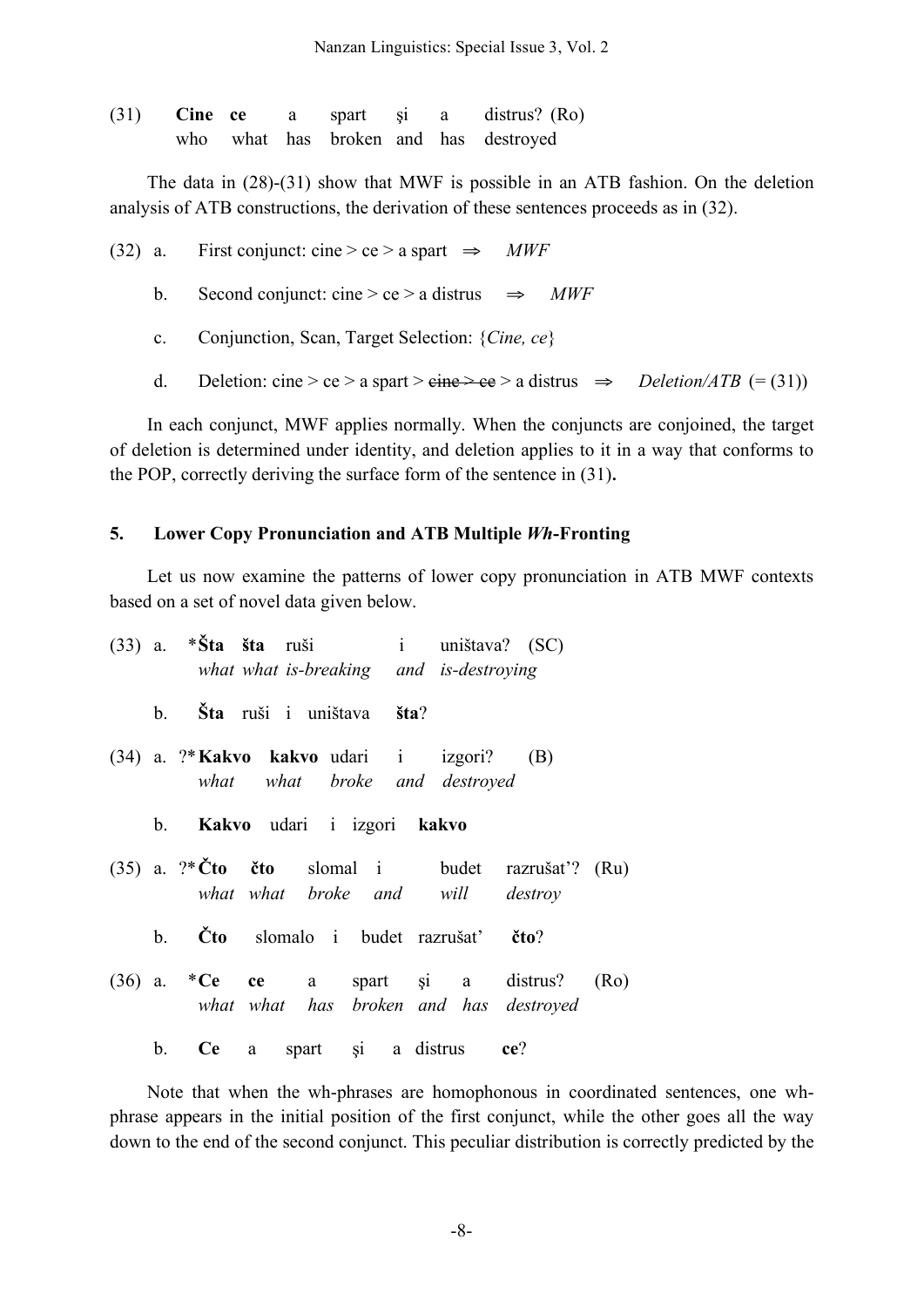(31) **Cine ce** a spart şi a distrus? (Ro)
  who what has broken and has destroyed

The data in (28)-(31) show that MWF is possible in an ATB fashion. On the deletion analysis of ATB constructions, the derivation of these sentences proceeds as in (32).

(32) a. First conjunct: cine > ce > a spart ⇒ *MWF*

b. Second conjunct: cine > ce > a distrus ⇒ *MWF*

c. Conjunction, Scan, Target Selection: {*Cine, ce*}

d. Deletion: cine > ce > a spart > ~~cine > ce~~ > a distrus ⇒ *Deletion/ATB* (= (31))

In each conjunct, MWF applies normally. When the conjuncts are conjoined, the target of deletion is determined under identity, and deletion applies to it in a way that conforms to the POP, correctly deriving the surface form of the sentence in (31)**.**

## 5. Lower Copy Pronunciation and ATB Multiple *Wh*-Fronting

Let us now examine the patterns of lower copy pronunciation in ATB MWF contexts based on a set of novel data given below.

(33) a. *__Šta šta__ ruši i uništava? (SC)
  *what what is-breaking and is-destroying*

b. **Šta** ruši i uništava **šta**?

(34) a. ?*__Kakvo kakvo__ udari i izgori? (B)
  *what what broke and destroyed*

b. **Kakvo** udari i izgori **kakvo**

(35) a. ?*__Čto čto__ slomal i budet razrušat'? (Ru)
  *what what broke and will destroy*

b. **Čto** slomalo i budet razrušat' **čto**?

(36) a. *__Ce ce__ a spart şi a distrus? (Ro)
  *what what has broken and has destroyed*

b. **Ce** a spart şi a distrus **ce**?

Note that when the wh-phrases are homophonous in coordinated sentences, one wh-phrase appears in the initial position of the first conjunct, while the other goes all the way down to the end of the second conjunct. This peculiar distribution is correctly predicted by the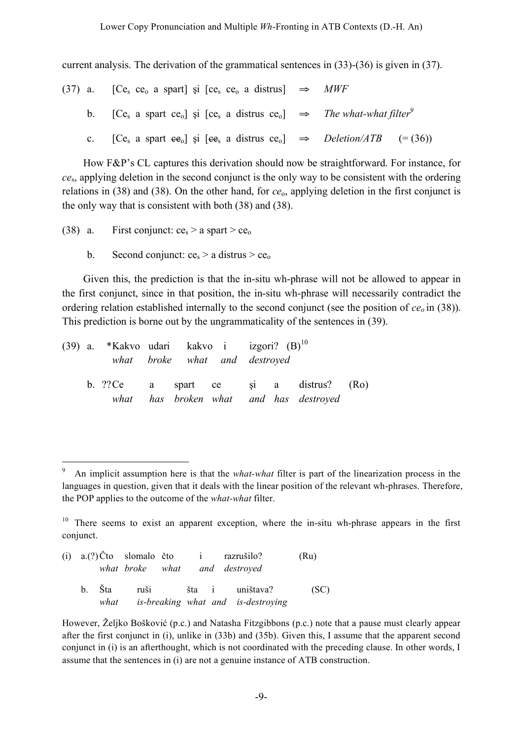current analysis. The derivation of the grammatical sentences in (33)-(36) is given in (37).

(37) a. [Ce$_s$ ce$_o$ a spart] şi [ce$_s$ ce$_o$ a distrus] ⇒ *MWF*

b. [Ce$_s$ a spart ce$_o$] şi [ce$_s$ a distrus ce$_o$] ⇒ *The what-what filter*[9]

c. [Ce$_s$ a spart ~~ce~~$_o$] şi [~~ce~~$_s$ a distrus ce$_o$] ⇒ *Deletion/ATB* (= (36))

How F&P's CL captures this derivation should now be straightforward. For instance, for *ce*$_s$, applying deletion in the second conjunct is the only way to be consistent with the ordering relations in (38) and (38). On the other hand, for *ce*$_o$, applying deletion in the first conjunct is the only way that is consistent with both (38) and (38).

(38) a. First conjunct: ce$_s$ > a spart > ce$_o$

b. Second conjunct: ce$_s$ > a distrus > ce$_o$

Given this, the prediction is that the in-situ wh-phrase will not be allowed to appear in the first conjunct, since in that position, the in-situ wh-phrase will necessarily contradict the ordering relation established internally to the second conjunct (see the position of *ce$_o$* in (38)). This prediction is borne out by the ungrammaticality of the sentences in (39).

(39) a. \*Kakvo udari kakvo i izgori? (B)[10]
*what broke what and destroyed*

b. ??Ce a spart ce şi a distrus? (Ro)
*what has broken what and has destroyed*

---

[9] An implicit assumption here is that the *what-what* filter is part of the linearization process in the languages in question, given that it deals with the linear position of the relevant wh-phrases. Therefore, the POP applies to the outcome of the *what-what* filter.

[10] There seems to exist an apparent exception, where the in-situ wh-phrase appears in the first conjunct.

(i) a.(?)Čto slomalo čto i razrušilo? (Ru)
*what broke what and destroyed*

b. Šta ruši šta i uništava? (SC)
*what is-breaking what and is-destroying*

However, Željko Bošković (p.c.) and Natasha Fitzgibbons (p.c.) note that a pause must clearly appear after the first conjunct in (i), unlike in (33b) and (35b). Given this, I assume that the apparent second conjunct in (i) is an afterthought, which is not coordinated with the preceding clause. In other words, I assume that the sentences in (i) are not a genuine instance of ATB construction.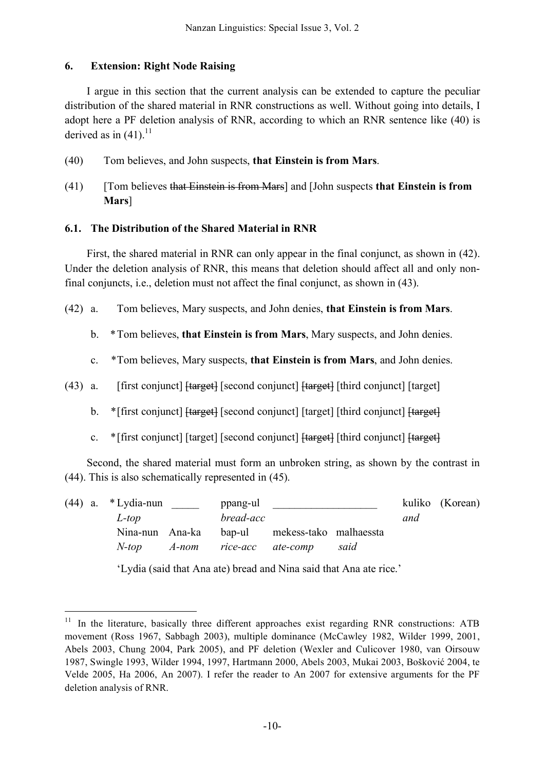## 6. Extension: Right Node Raising

I argue in this section that the current analysis can be extended to capture the peculiar distribution of the shared material in RNR constructions as well. Without going into details, I adopt here a PF deletion analysis of RNR, according to which an RNR sentence like (40) is derived as in (41).[11]

(40) Tom believes, and John suspects, **that Einstein is from Mars**.

(41) [Tom believes ~~that Einstein is from Mars~~] and [John suspects **that Einstein is from Mars**]

### 6.1. The Distribution of the Shared Material in RNR

First, the shared material in RNR can only appear in the final conjunct, as shown in (42). Under the deletion analysis of RNR, this means that deletion should affect all and only non-final conjuncts, i.e., deletion must not affect the final conjunct, as shown in (43).

(42) a. Tom believes, Mary suspects, and John denies, **that Einstein is from Mars**.

b. *Tom believes, **that Einstein is from Mars**, Mary suspects, and John denies.

c. *Tom believes, Mary suspects, **that Einstein is from Mars**, and John denies.

(43) a. [first conjunct] ~~[target]~~ [second conjunct] ~~[target]~~ [third conjunct] [target]

b. *[first conjunct] ~~[target]~~ [second conjunct] [target] [third conjunct] ~~[target]~~

c. *[first conjunct] [target] [second conjunct] ~~[target]~~ [third conjunct] ~~[target]~~

Second, the shared material must form an unbroken string, as shown by the contrast in (44). This is also schematically represented in (45).

(44) a. *Lydia-nun _____ ppang-ul ___________________ kuliko (Korean)
*L-top* *bread-acc* *and*
Nina-nun Ana-ka bap-ul mekess-tako malhaessta
*N-top* *A-nom* *rice-acc* *ate-comp* *said*

'Lydia (said that Ana ate) bread and Nina said that Ana ate rice.'

---

[11] In the literature, basically three different approaches exist regarding RNR constructions: ATB movement (Ross 1967, Sabbagh 2003), multiple dominance (McCawley 1982, Wilder 1999, 2001, Abels 2003, Chung 2004, Park 2005), and PF deletion (Wexler and Culicover 1980, van Oirsouw 1987, Swingle 1993, Wilder 1994, 1997, Hartmann 2000, Abels 2003, Mukai 2003, Bošković 2004, te Velde 2005, Ha 2006, An 2007). I refer the reader to An 2007 for extensive arguments for the PF deletion analysis of RNR.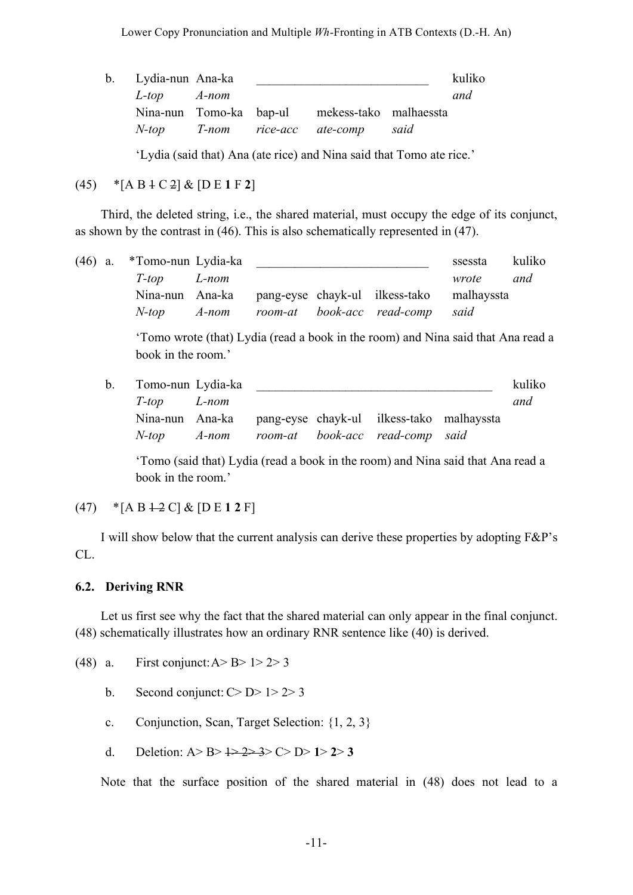b. Lydia-nun Ana-ka \_\_\_\_\_\_\_\_\_\_\_\_\_\_\_\_\_\_\_\_\_\_\_\_\_\_\_\_ kuliko  
*L-top A-nom and*  
Nina-nun Tomo-ka bap-ul mekess-tako malhaessta  
*N-top T-nom rice-acc ate-comp said*

'Lydia (said that) Ana (ate rice) and Nina said that Tomo ate rice.'

(45) *[A B ~~1~~ C ~~2~~] & [D E **1** F **2**]

Third, the deleted string, i.e., the shared material, must occupy the edge of its conjunct, as shown by the contrast in (46). This is also schematically represented in (47).

(46) a. *Tomo-nun Lydia-ka \_\_\_\_\_\_\_\_\_\_\_\_\_\_\_\_\_\_\_\_\_\_\_\_\_\_\_\_ ssessta kuliko  
*T-top L-nom wrote and*  
Nina-nun Ana-ka pang-eyse chayk-ul ilkess-tako malhayssta  
*N-top A-nom room-at book-acc read-comp said*

'Tomo wrote (that) Lydia (read a book in the room) and Nina said that Ana read a book in the room.'

b. Tomo-nun Lydia-ka \_\_\_\_\_\_\_\_\_\_\_\_\_\_\_\_\_\_\_\_\_\_\_\_\_\_\_\_\_\_\_\_\_\_\_\_\_\_ kuliko  
*T-top L-nom and*  
Nina-nun Ana-ka pang-eyse chayk-ul ilkess-tako malhayssta  
*N-top A-nom room-at book-acc read-comp said*

'Tomo (said that) Lydia (read a book in the room) and Nina said that Ana read a book in the room.'

(47) *[A B ~~1 2~~ C] & [D E **1 2** F]

I will show below that the current analysis can derive these properties by adopting F&P's CL.

### 6.2. Deriving RNR

Let us first see why the fact that the shared material can only appear in the final conjunct. (48) schematically illustrates how an ordinary RNR sentence like (40) is derived.

(48) a. First conjunct: A> B> 1> 2> 3

b. Second conjunct: C> D> 1> 2> 3

c. Conjunction, Scan, Target Selection: {1, 2, 3}

d. Deletion: A> B> ~~1> 2> 3~~> C> D> **1**> **2**> **3**

Note that the surface position of the shared material in (48) does not lead to a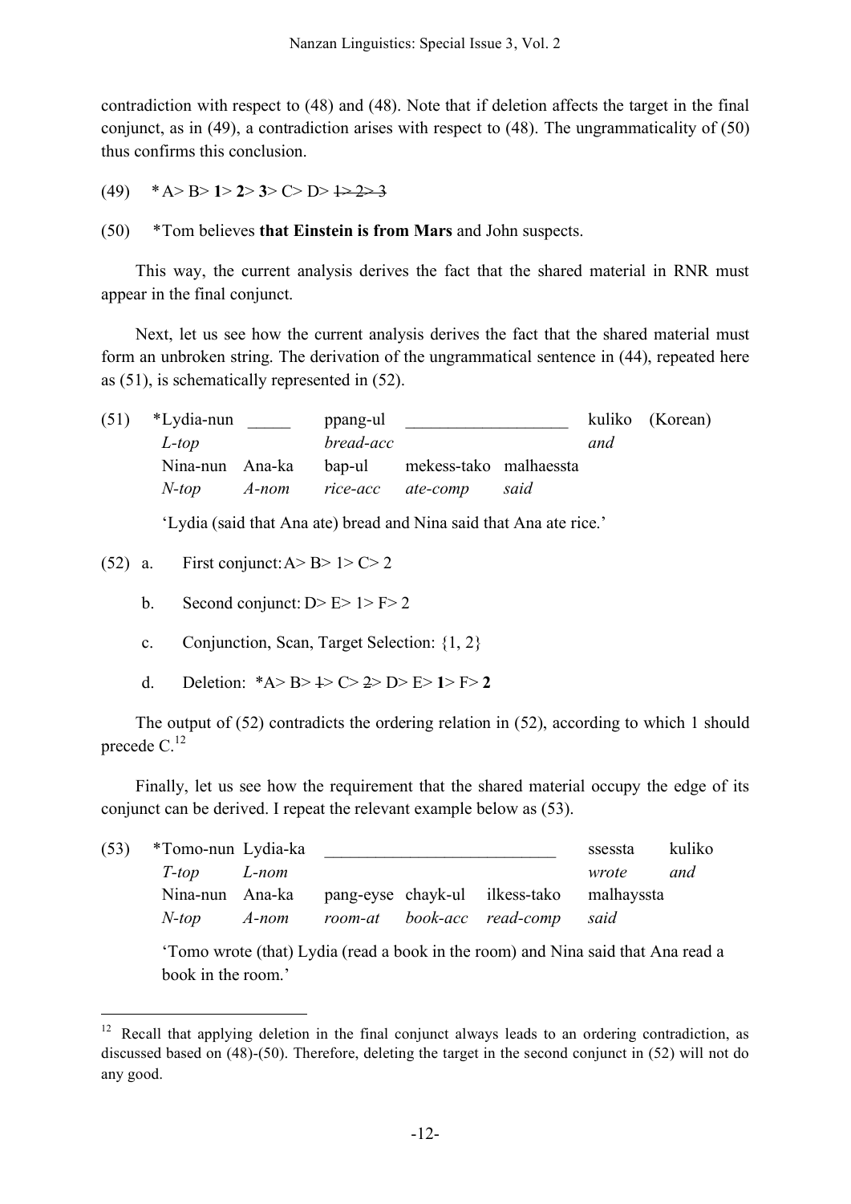contradiction with respect to (48) and (48). Note that if deletion affects the target in the final conjunct, as in (49), a contradiction arises with respect to (48). The ungrammaticality of (50) thus confirms this conclusion.

(49) * A> B> **1**> **2**> **3**> C> D> ~~1> 2> 3~~

(50) *Tom believes **that Einstein is from Mars** and John suspects.

This way, the current analysis derives the fact that the shared material in RNR must appear in the final conjunct.

Next, let us see how the current analysis derives the fact that the shared material must form an unbroken string. The derivation of the ungrammatical sentence in (44), repeated here as (51), is schematically represented in (52).

(51) *Lydia-nun _____ ppang-ul ___________________ kuliko (Korean)
*L-top* *bread-acc* *and*
Nina-nun Ana-ka bap-ul mekess-tako malhaessta
*N-top* *A-nom* *rice-acc* *ate-comp* *said*

'Lydia (said that Ana ate) bread and Nina said that Ana ate rice.'

(52) a. First conjunct: A> B> 1> C> 2

b. Second conjunct: D> E> 1> F> 2

c. Conjunction, Scan, Target Selection: {1, 2}

d. Deletion: *A> B> ~~1~~> C> ~~2~~> D> E> **1**> F> **2**

The output of (52) contradicts the ordering relation in (52), according to which 1 should precede C.[12]

Finally, let us see how the requirement that the shared material occupy the edge of its conjunct can be derived. I repeat the relevant example below as (53).

(53) *Tomo-nun Lydia-ka ___________________________ ssessta kuliko
*T-top* *L-nom* *wrote* *and*
Nina-nun Ana-ka pang-eyse chayk-ul ilkess-tako malhayssta
*N-top* *A-nom* *room-at* *book-acc* *read-comp* *said*

'Tomo wrote (that) Lydia (read a book in the room) and Nina said that Ana read a book in the room.'

[12] Recall that applying deletion in the final conjunct always leads to an ordering contradiction, as discussed based on (48)-(50). Therefore, deleting the target in the second conjunct in (52) will not do any good.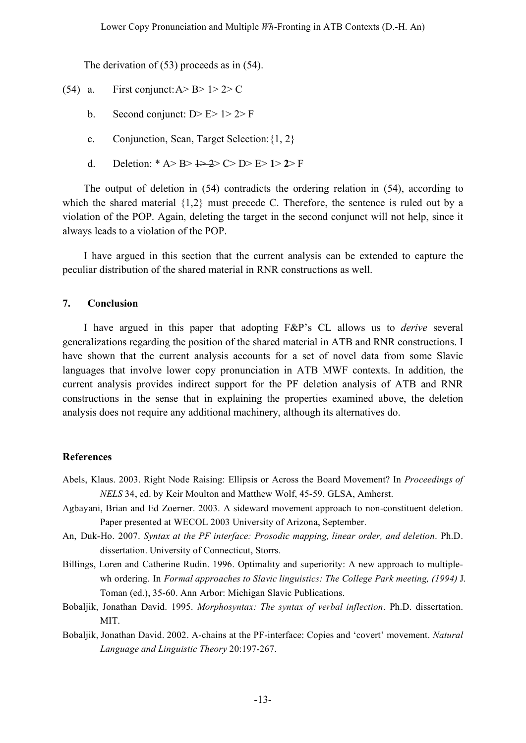The derivation of (53) proceeds as in (54).

(54) a. First conjunct: A> B> 1> 2> C

b. Second conjunct: D> E> 1> 2> F

c. Conjunction, Scan, Target Selection: {1, 2}

d. Deletion: * A> B> ~~1> 2~~> C> D> E> **1**> **2**> F

The output of deletion in (54) contradicts the ordering relation in (54), according to which the shared material {1,2} must precede C. Therefore, the sentence is ruled out by a violation of the POP. Again, deleting the target in the second conjunct will not help, since it always leads to a violation of the POP.

I have argued in this section that the current analysis can be extended to capture the peculiar distribution of the shared material in RNR constructions as well.

## 7. Conclusion

I have argued in this paper that adopting F&P's CL allows us to *derive* several generalizations regarding the position of the shared material in ATB and RNR constructions. I have shown that the current analysis accounts for a set of novel data from some Slavic languages that involve lower copy pronunciation in ATB MWF contexts. In addition, the current analysis provides indirect support for the PF deletion analysis of ATB and RNR constructions in the sense that in explaining the properties examined above, the deletion analysis does not require any additional machinery, although its alternatives do.

## References

Abels, Klaus. 2003. Right Node Raising: Ellipsis or Across the Board Movement? In *Proceedings of NELS* 34, ed. by Keir Moulton and Matthew Wolf, 45-59. GLSA, Amherst.

Agbayani, Brian and Ed Zoerner. 2003. A sideward movement approach to non-constituent deletion. Paper presented at WECOL 2003 University of Arizona, September.

An, Duk-Ho. 2007. *Syntax at the PF interface: Prosodic mapping, linear order, and deletion*. Ph.D. dissertation. University of Connecticut, Storrs.

Billings, Loren and Catherine Rudin. 1996. Optimality and superiority: A new approach to multiple-wh ordering. In *Formal approaches to Slavic linguistics: The College Park meeting, (1994)* J. Toman (ed.), 35-60. Ann Arbor: Michigan Slavic Publications.

Bobaljik, Jonathan David. 1995. *Morphosyntax: The syntax of verbal inflection*. Ph.D. dissertation. MIT.

Bobaljik, Jonathan David. 2002. A-chains at the PF-interface: Copies and 'covert' movement. *Natural Language and Linguistic Theory* 20:197-267.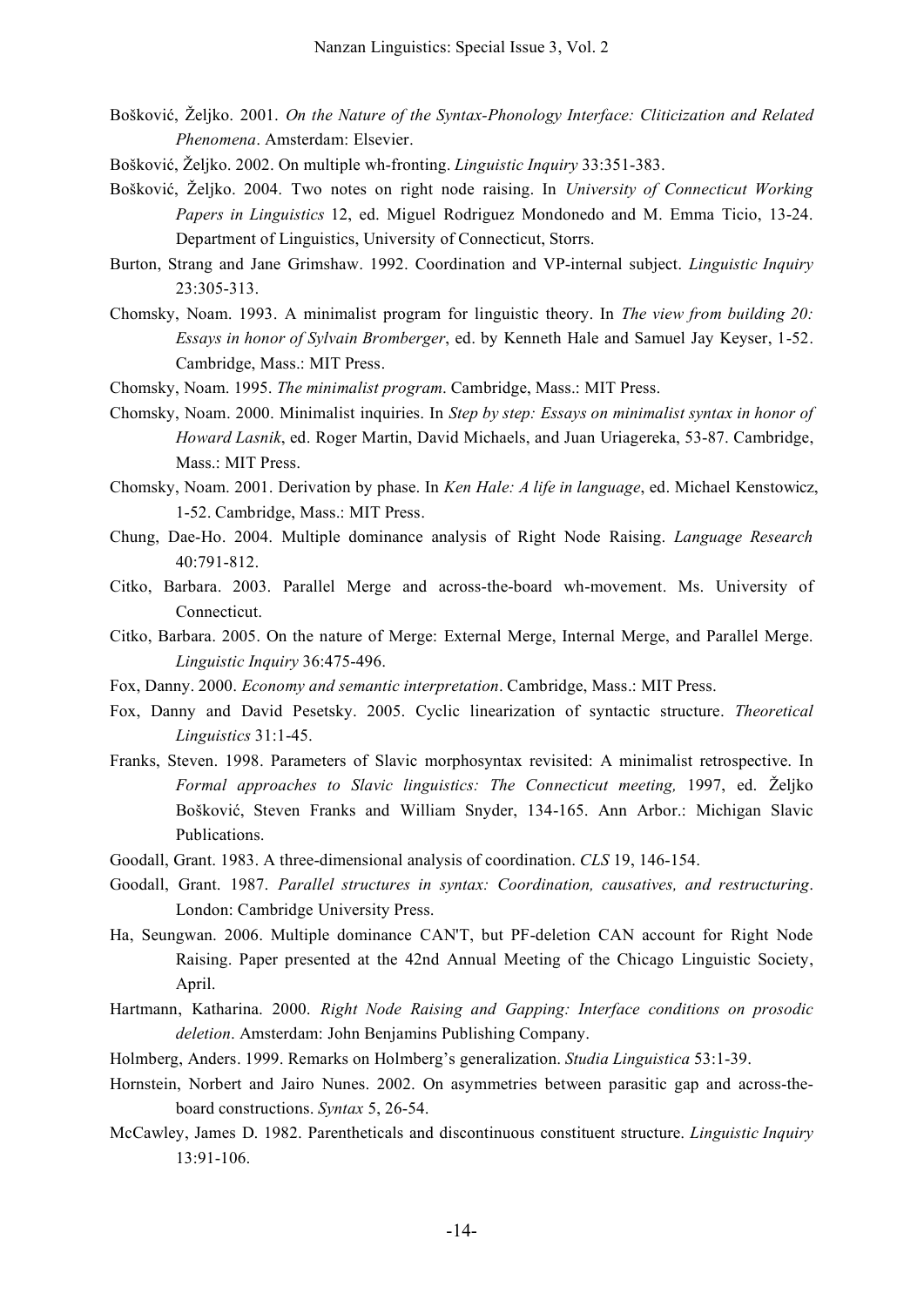Bošković, Željko. 2001. *On the Nature of the Syntax-Phonology Interface: Cliticization and Related Phenomena*. Amsterdam: Elsevier.

Bošković, Željko. 2002. On multiple wh-fronting. *Linguistic Inquiry* 33:351-383.

Bošković, Željko. 2004. Two notes on right node raising. In *University of Connecticut Working Papers in Linguistics* 12, ed. Miguel Rodriguez Mondonedo and M. Emma Ticio, 13-24. Department of Linguistics, University of Connecticut, Storrs.

Burton, Strang and Jane Grimshaw. 1992. Coordination and VP-internal subject. *Linguistic Inquiry* 23:305-313.

Chomsky, Noam. 1993. A minimalist program for linguistic theory. In *The view from building 20: Essays in honor of Sylvain Bromberger*, ed. by Kenneth Hale and Samuel Jay Keyser, 1-52. Cambridge, Mass.: MIT Press.

Chomsky, Noam. 1995. *The minimalist program*. Cambridge, Mass.: MIT Press.

Chomsky, Noam. 2000. Minimalist inquiries. In *Step by step: Essays on minimalist syntax in honor of Howard Lasnik*, ed. Roger Martin, David Michaels, and Juan Uriagereka, 53-87. Cambridge, Mass.: MIT Press.

Chomsky, Noam. 2001. Derivation by phase. In *Ken Hale: A life in language*, ed. Michael Kenstowicz, 1-52. Cambridge, Mass.: MIT Press.

Chung, Dae-Ho. 2004. Multiple dominance analysis of Right Node Raising. *Language Research* 40:791-812.

Citko, Barbara. 2003. Parallel Merge and across-the-board wh-movement. Ms. University of Connecticut.

Citko, Barbara. 2005. On the nature of Merge: External Merge, Internal Merge, and Parallel Merge. *Linguistic Inquiry* 36:475-496.

Fox, Danny. 2000. *Economy and semantic interpretation*. Cambridge, Mass.: MIT Press.

Fox, Danny and David Pesetsky. 2005. Cyclic linearization of syntactic structure. *Theoretical Linguistics* 31:1-45.

Franks, Steven. 1998. Parameters of Slavic morphosyntax revisited: A minimalist retrospective. In *Formal approaches to Slavic linguistics: The Connecticut meeting,* 1997, ed. Željko Bošković, Steven Franks and William Snyder, 134-165. Ann Arbor.: Michigan Slavic Publications.

Goodall, Grant. 1983. A three-dimensional analysis of coordination. *CLS* 19, 146-154.

Goodall, Grant. 1987. *Parallel structures in syntax: Coordination, causatives, and restructuring*. London: Cambridge University Press.

Ha, Seungwan. 2006. Multiple dominance CAN'T, but PF-deletion CAN account for Right Node Raising. Paper presented at the 42nd Annual Meeting of the Chicago Linguistic Society, April.

Hartmann, Katharina. 2000. *Right Node Raising and Gapping: Interface conditions on prosodic deletion*. Amsterdam: John Benjamins Publishing Company.

Holmberg, Anders. 1999. Remarks on Holmberg's generalization. *Studia Linguistica* 53:1-39.

Hornstein, Norbert and Jairo Nunes. 2002. On asymmetries between parasitic gap and across-the-board constructions. *Syntax* 5, 26-54.

McCawley, James D. 1982. Parentheticals and discontinuous constituent structure. *Linguistic Inquiry* 13:91-106.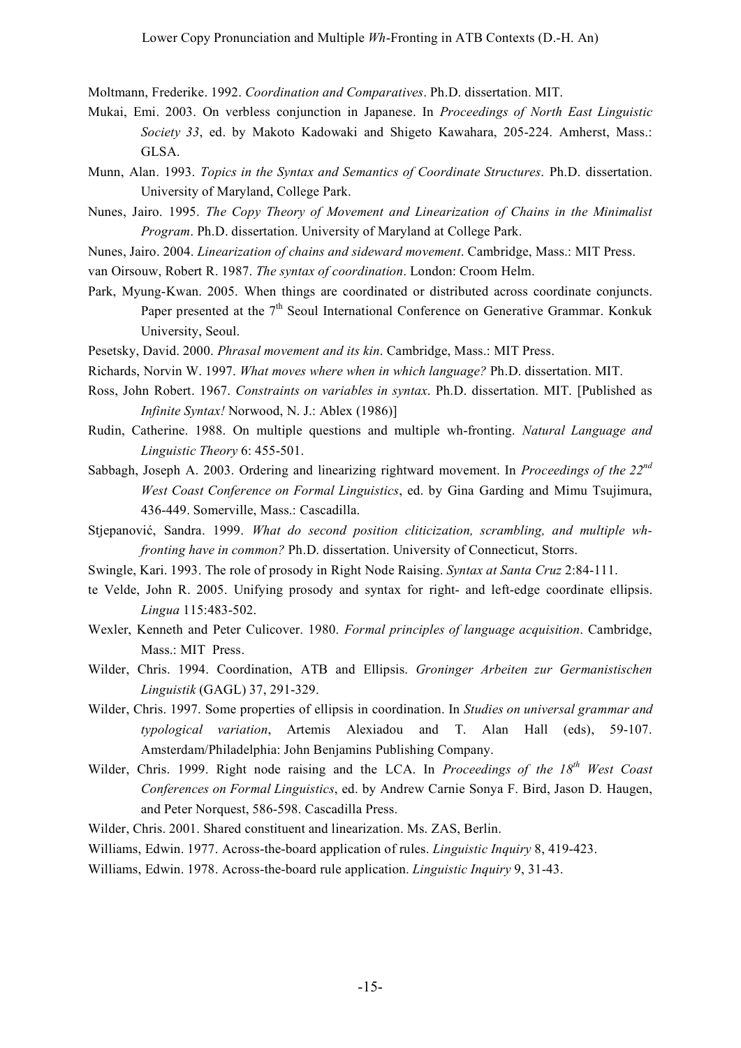Moltmann, Frederike. 1992. *Coordination and Comparatives*. Ph.D. dissertation. MIT.

Mukai, Emi. 2003. On verbless conjunction in Japanese. In *Proceedings of North East Linguistic Society 33*, ed. by Makoto Kadowaki and Shigeto Kawahara, 205-224. Amherst, Mass.: GLSA.

Munn, Alan. 1993. *Topics in the Syntax and Semantics of Coordinate Structures*. Ph.D. dissertation. University of Maryland, College Park.

Nunes, Jairo. 1995. *The Copy Theory of Movement and Linearization of Chains in the Minimalist Program*. Ph.D. dissertation. University of Maryland at College Park.

Nunes, Jairo. 2004. *Linearization of chains and sideward movement*. Cambridge, Mass.: MIT Press.

van Oirsouw, Robert R. 1987. *The syntax of coordination*. London: Croom Helm.

Park, Myung-Kwan. 2005. When things are coordinated or distributed across coordinate conjuncts. Paper presented at the 7th Seoul International Conference on Generative Grammar. Konkuk University, Seoul.

Pesetsky, David. 2000. *Phrasal movement and its kin*. Cambridge, Mass.: MIT Press.

Richards, Norvin W. 1997. *What moves where when in which language?* Ph.D. dissertation. MIT.

Ross, John Robert. 1967. *Constraints on variables in syntax*. Ph.D. dissertation. MIT. [Published as *Infinite Syntax!* Norwood, N. J.: Ablex (1986)]

Rudin, Catherine. 1988. On multiple questions and multiple wh-fronting. *Natural Language and Linguistic Theory* 6: 455-501.

Sabbagh, Joseph A. 2003. Ordering and linearizing rightward movement. In *Proceedings of the 22nd West Coast Conference on Formal Linguistics*, ed. by Gina Garding and Mimu Tsujimura, 436-449. Somerville, Mass.: Cascadilla.

Stjepanović, Sandra. 1999. *What do second position cliticization, scrambling, and multiple wh-fronting have in common?* Ph.D. dissertation. University of Connecticut, Storrs.

Swingle, Kari. 1993. The role of prosody in Right Node Raising. *Syntax at Santa Cruz* 2:84-111.

te Velde, John R. 2005. Unifying prosody and syntax for right- and left-edge coordinate ellipsis. *Lingua* 115:483-502.

Wexler, Kenneth and Peter Culicover. 1980. *Formal principles of language acquisition*. Cambridge, Mass.: MIT Press.

Wilder, Chris. 1994. Coordination, ATB and Ellipsis. *Groninger Arbeiten zur Germanistischen Linguistik* (GAGL) 37, 291-329.

Wilder, Chris. 1997. Some properties of ellipsis in coordination. In *Studies on universal grammar and typological variation*, Artemis Alexiadou and T. Alan Hall (eds), 59-107. Amsterdam/Philadelphia: John Benjamins Publishing Company.

Wilder, Chris. 1999. Right node raising and the LCA. In *Proceedings of the 18th West Coast Conferences on Formal Linguistics*, ed. by Andrew Carnie Sonya F. Bird, Jason D. Haugen, and Peter Norquest, 586-598. Cascadilla Press.

Wilder, Chris. 2001. Shared constituent and linearization. Ms. ZAS, Berlin.

Williams, Edwin. 1977. Across-the-board application of rules. *Linguistic Inquiry* 8, 419-423.

Williams, Edwin. 1978. Across-the-board rule application. *Linguistic Inquiry* 9, 31-43.